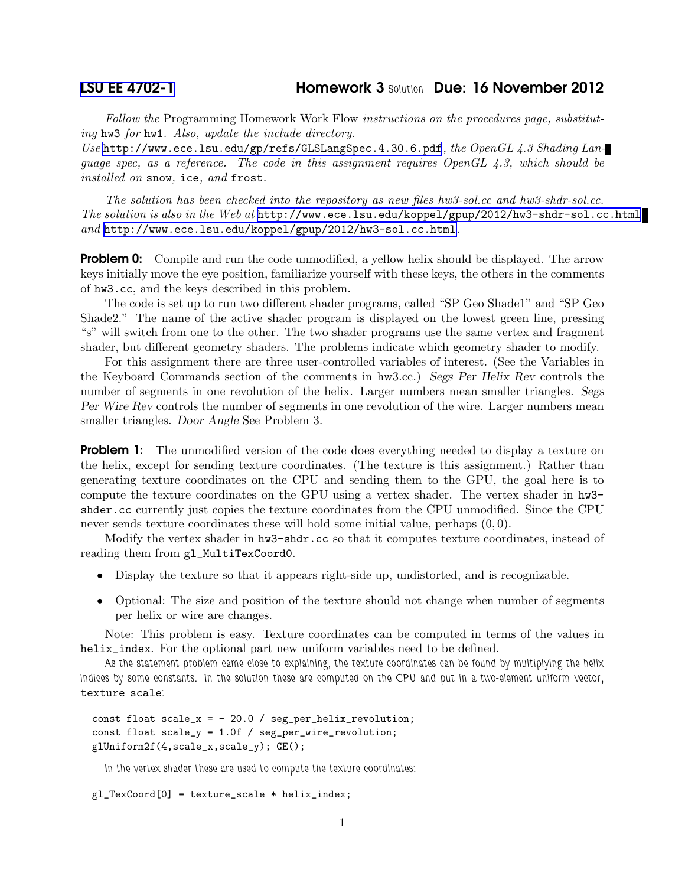[LSU EE 4702-1](#) **Homework 3** Solution **Due: 16 November 2012**

*Follow the* Programming Homework Work Flow *instructions on the procedures page, substituting* hw3 *for* hw1*. Also, update the include directory.*
*Use* http://www.ece.lsu.edu/gp/refs/GLSLangSpec.4.30.6.pdf*, the OpenGL 4.3 Shading Language spec, as a reference. The code in this assignment requires OpenGL 4.3, which should be installed on* snow*,* ice*, and* frost*.*

*The solution has been checked into the repository as new files hw3-sol.cc and hw3-shdr-sol.cc. The solution is also in the Web at* http://www.ece.lsu.edu/koppel/gpup/2012/hw3-shdr-sol.cc.html *and* http://www.ece.lsu.edu/koppel/gpup/2012/hw3-sol.cc.html.

**Problem 0:** Compile and run the code unmodified, a yellow helix should be displayed. The arrow keys initially move the eye position, familiarize yourself with these keys, the others in the comments of hw3.cc, and the keys described in this problem.

The code is set up to run two different shader programs, called "SP Geo Shade1" and "SP Geo Shade2." The name of the active shader program is displayed on the lowest green line, pressing "s" will switch from one to the other. The two shader programs use the same vertex and fragment shader, but different geometry shaders. The problems indicate which geometry shader to modify.

For this assignment there are three user-controlled variables of interest. (See the Variables in the Keyboard Commands section of the comments in hw3.cc.) *Segs Per Helix Rev* controls the number of segments in one revolution of the helix. Larger numbers mean smaller triangles. *Segs Per Wire Rev* controls the number of segments in one revolution of the wire. Larger numbers mean smaller triangles. *Door Angle* See Problem 3.

**Problem 1:** The unmodified version of the code does everything needed to display a texture on the helix, except for sending texture coordinates. (The texture is this assignment.) Rather than generating texture coordinates on the CPU and sending them to the GPU, the goal here is to compute the texture coordinates on the GPU using a vertex shader. The vertex shader in hw3-shder.cc currently just copies the texture coordinates from the CPU unmodified. Since the CPU never sends texture coordinates these will hold some initial value, perhaps $(0, 0)$.

Modify the vertex shader in hw3-shdr.cc so that it computes texture coordinates, instead of reading them from gl_MultiTexCoord0.

- Display the texture so that it appears right-side up, undistorted, and is recognizable.
- Optional: The size and position of the texture should not change when number of segments per helix or wire are changes.

Note: This problem is easy. Texture coordinates can be computed in terms of the values in helix_index. For the optional part new uniform variables need to be defined.

As the statement problem came close to explaining, the texture coordinates can be found by multiplying the helix indices by some constants. In the solution these are computed on the CPU and put in a two-element uniform vector, texture_scale:

```
const float scale_x = - 20.0 / seg_per_helix_revolution;
const float scale_y = 1.0f / seg_per_wire_revolution;
glUniform2f(4,scale_x,scale_y); GE();
```

In the vertex shader these are used to compute the texture coordinates:

```
gl_TexCoord[0] = texture_scale * helix_index;
```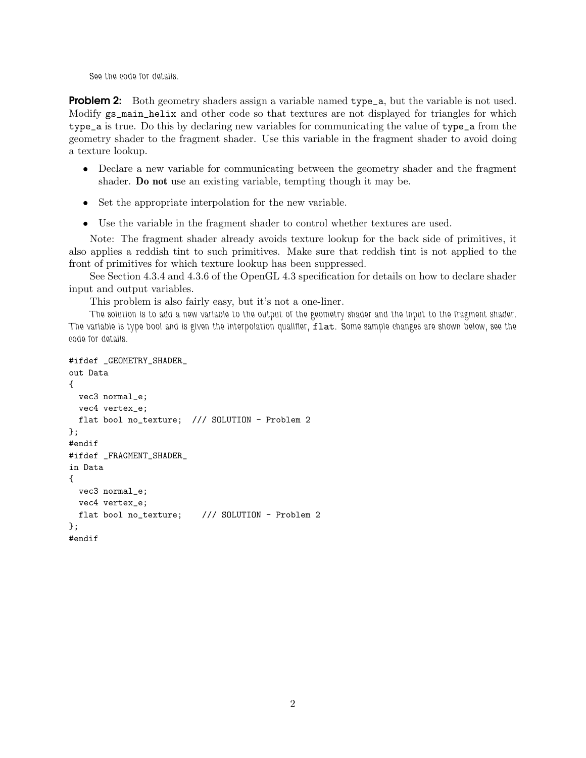*See the code for details.*

**Problem 2:** Both geometry shaders assign a variable named `type_a`, but the variable is not used. Modify `gs_main_helix` and other code so that textures are not displayed for triangles for which `type_a` is true. Do this by declaring new variables for communicating the value of `type_a` from the geometry shader to the fragment shader. Use this variable in the fragment shader to avoid doing a texture lookup.

- Declare a new variable for communicating between the geometry shader and the fragment shader. **Do not** use an existing variable, tempting though it may be.
- Set the appropriate interpolation for the new variable.
- Use the variable in the fragment shader to control whether textures are used.

Note: The fragment shader already avoids texture lookup for the back side of primitives, it also applies a reddish tint to such primitives. Make sure that reddish tint is not applied to the front of primitives for which texture lookup has been suppressed.

See Section 4.3.4 and 4.3.6 of the OpenGL 4.3 specification for details on how to declare shader input and output variables.

This problem is also fairly easy, but it's not a one-liner.

*The solution is to add a new variable to the output of the geometry shader and the input to the fragment shader. The variable is type bool and is given the interpolation qualifier,* `flat`*. Some sample changes are shown below, see the code for details.*

```
#ifdef _GEOMETRY_SHADER_
out Data
{
  vec3 normal_e;
  vec4 vertex_e;
  flat bool no_texture;  /// SOLUTION - Problem 2
};
#endif
#ifdef _FRAGMENT_SHADER_
in Data
{
  vec3 normal_e;
  vec4 vertex_e;
  flat bool no_texture;    /// SOLUTION - Problem 2
};
#endif
```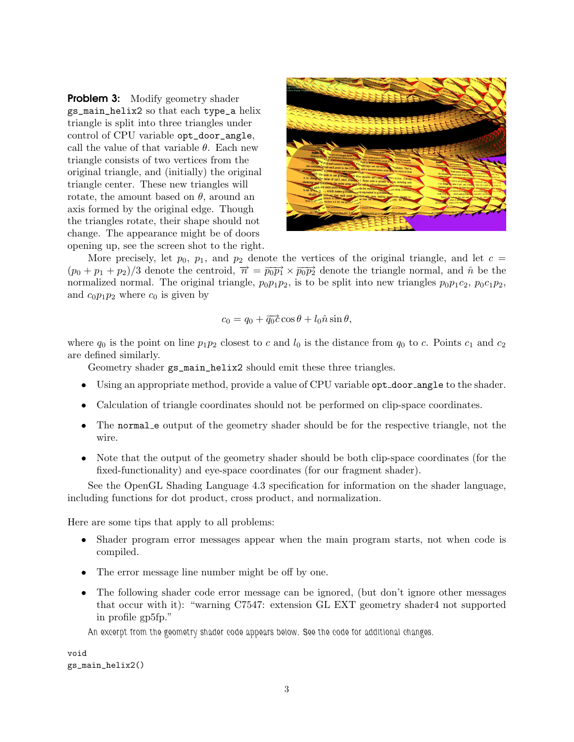**Problem 3:** Modify geometry shader `gs_main_helix2` so that each `type_a` helix triangle is split into three triangles under control of CPU variable `opt_door_angle`, call the value of that variable $\theta$. Each new triangle consists of two vertices from the original triangle, and (initially) the original triangle center. These new triangles will rotate, the amount based on $\theta$, around an axis formed by the original edge. Though the triangles rotate, their shape should not change. The appearance might be of doors opening up, see the screen shot to the right.

More precisely, let $p_0$, $p_1$, and $p_2$ denote the vertices of the original triangle, and let $c = (p_0 + p_1 + p_2)/3$ denote the centroid, $\vec{n} = \overrightarrow{p_0p_1} \times \overrightarrow{p_0p_2}$ denote the triangle normal, and $\hat{n}$ be the normalized normal. The original triangle, $p_0p_1p_2$, is to be split into new triangles $p_0p_1c_2$, $p_0c_1p_2$, and $c_0p_1p_2$ where $c_0$ is given by

$$c_0 = q_0 + \overrightarrow{q_0c}\cos\theta + l_0\hat{n}\sin\theta,$$

where $q_0$ is the point on line $p_1p_2$ closest to $c$ and $l_0$ is the distance from $q_0$ to $c$. Points $c_1$ and $c_2$ are defined similarly.

Geometry shader `gs_main_helix2` should emit these three triangles.

- Using an appropriate method, provide a value of CPU variable `opt_door_angle` to the shader.
- Calculation of triangle coordinates should not be performed on clip-space coordinates.
- The `normal_e` output of the geometry shader should be for the respective triangle, not the wire.
- Note that the output of the geometry shader should be both clip-space coordinates (for the fixed-functionality) and eye-space coordinates (for our fragment shader).

See the OpenGL Shading Language 4.3 specification for information on the shader language, including functions for dot product, cross product, and normalization.

Here are some tips that apply to all problems:

- Shader program error messages appear when the main program starts, not when code is compiled.
- The error message line number might be off by one.
- The following shader code error message can be ignored, (but don't ignore other messages that occur with it): "warning C7547: extension GL EXT geometry shader4 not supported in profile gp5fp."

An excerpt from the geometry shader code appears below. See the code for additional changes.

```
void
gs_main_helix2()
```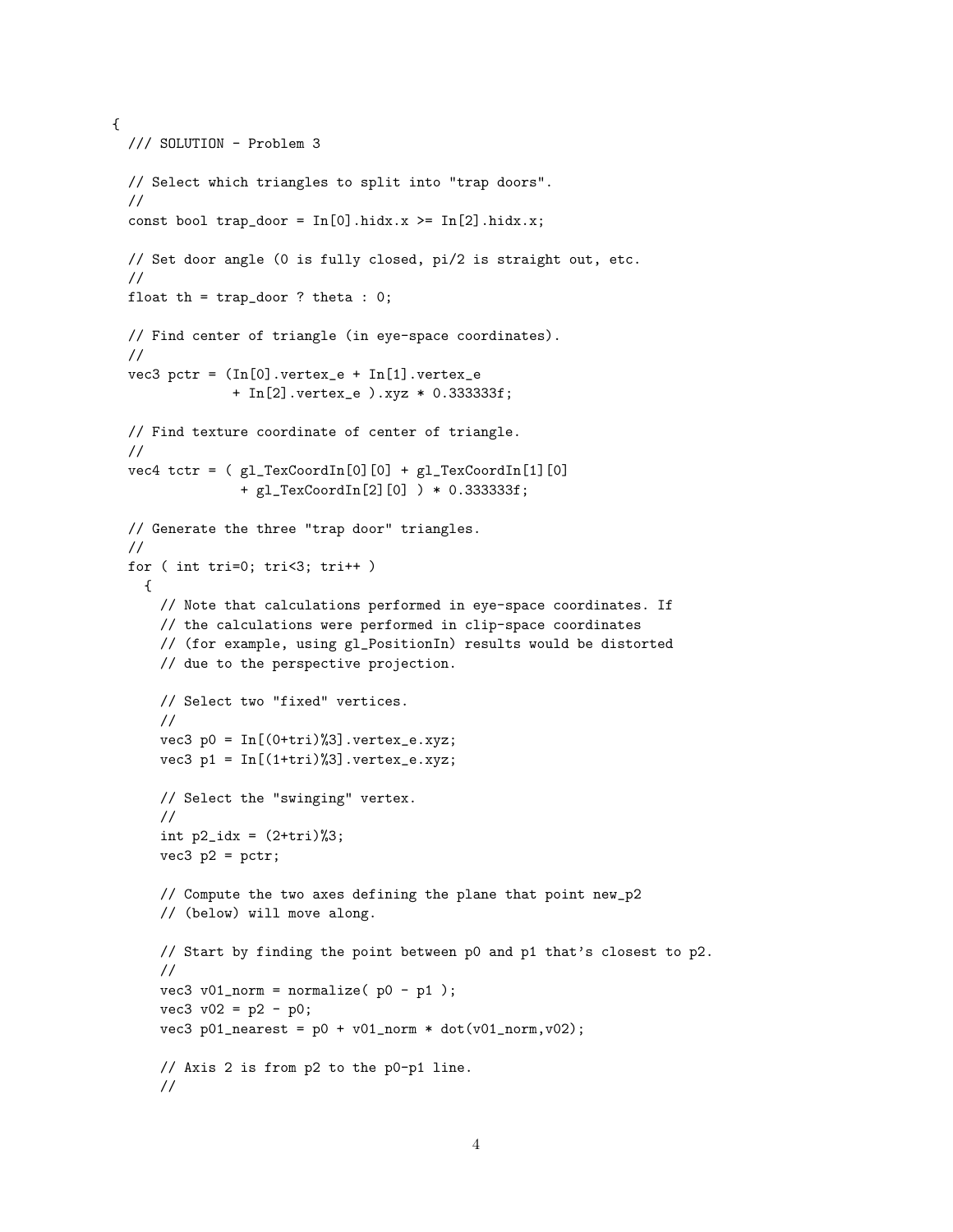```
{
  /// SOLUTION - Problem 3

  // Select which triangles to split into "trap doors".
  //
  const bool trap_door = In[0].hidx.x >= In[2].hidx.x;

  // Set door angle (0 is fully closed, pi/2 is straight out, etc.
  //
  float th = trap_door ? theta : 0;

  // Find center of triangle (in eye-space coordinates).
  //
  vec3 pctr = (In[0].vertex_e + In[1].vertex_e
             + In[2].vertex_e ).xyz * 0.333333f;

  // Find texture coordinate of center of triangle.
  //
  vec4 tctr = ( gl_TexCoordIn[0][0] + gl_TexCoordIn[1][0]
              + gl_TexCoordIn[2][0] ) * 0.333333f;

  // Generate the three "trap door" triangles.
  //
  for ( int tri=0; tri<3; tri++ )
    {
      // Note that calculations performed in eye-space coordinates. If
      // the calculations were performed in clip-space coordinates
      // (for example, using gl_PositionIn) results would be distorted
      // due to the perspective projection.

      // Select two "fixed" vertices.
      //
      vec3 p0 = In[(0+tri)%3].vertex_e.xyz;
      vec3 p1 = In[(1+tri)%3].vertex_e.xyz;

      // Select the "swinging" vertex.
      //
      int p2_idx = (2+tri)%3;
      vec3 p2 = pctr;

      // Compute the two axes defining the plane that point new_p2
      // (below) will move along.

      // Start by finding the point between p0 and p1 that's closest to p2.
      //
      vec3 v01_norm = normalize( p0 - p1 );
      vec3 v02 = p2 - p0;
      vec3 p01_nearest = p0 + v01_norm * dot(v01_norm,v02);

      // Axis 2 is from p2 to the p0-p1 line.
      //
```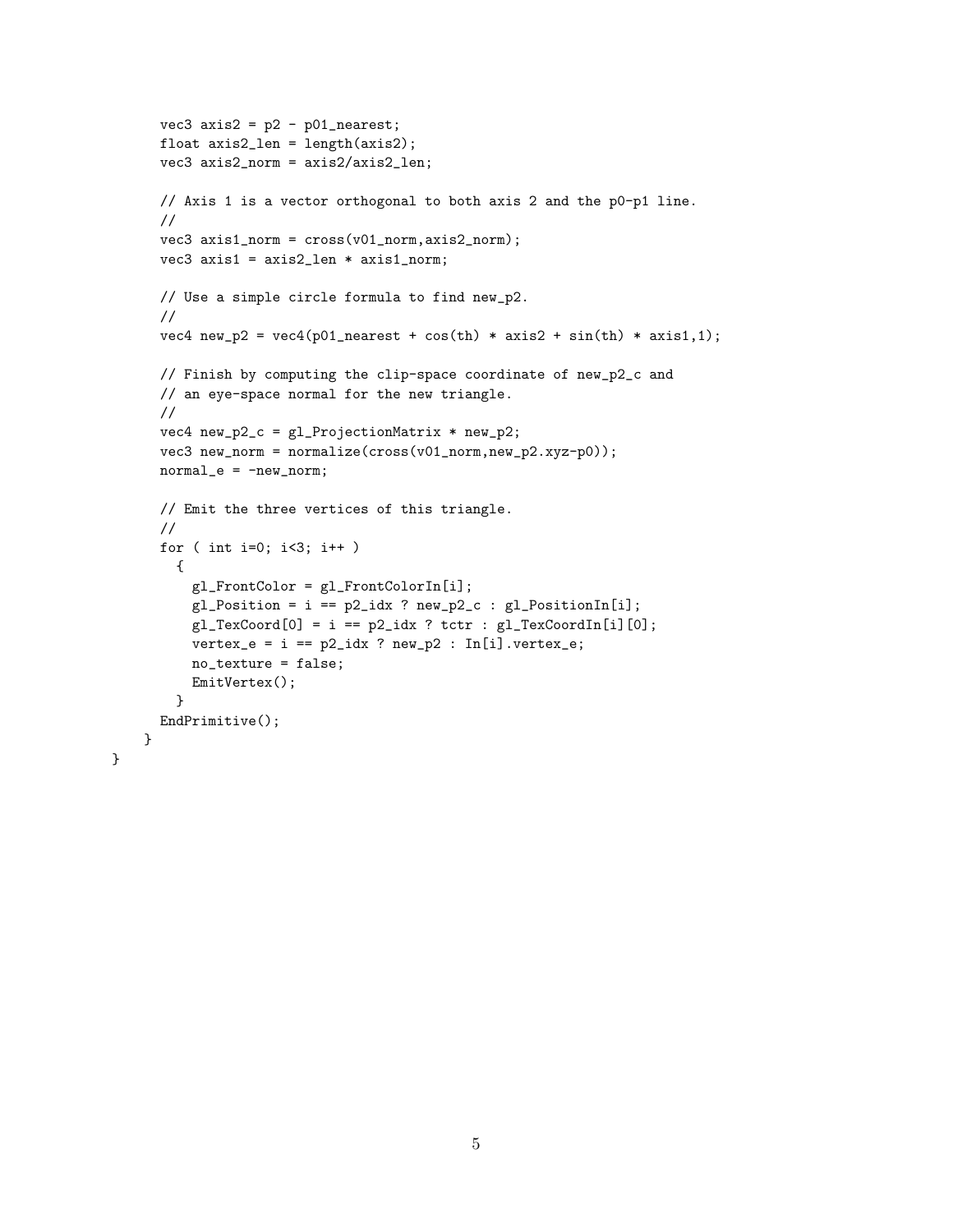```
      vec3 axis2 = p2 - p01_nearest;
      float axis2_len = length(axis2);
      vec3 axis2_norm = axis2/axis2_len;

      // Axis 1 is a vector orthogonal to both axis 2 and the p0-p1 line.
      //
      vec3 axis1_norm = cross(v01_norm,axis2_norm);
      vec3 axis1 = axis2_len * axis1_norm;

      // Use a simple circle formula to find new_p2.
      //
      vec4 new_p2 = vec4(p01_nearest + cos(th) * axis2 + sin(th) * axis1,1);

      // Finish by computing the clip-space coordinate of new_p2_c and
      // an eye-space normal for the new triangle.
      //
      vec4 new_p2_c = gl_ProjectionMatrix * new_p2;
      vec3 new_norm = normalize(cross(v01_norm,new_p2.xyz-p0));
      normal_e = -new_norm;

      // Emit the three vertices of this triangle.
      //
      for ( int i=0; i<3; i++ )
        {
          gl_FrontColor = gl_FrontColorIn[i];
          gl_Position = i == p2_idx ? new_p2_c : gl_PositionIn[i];
          gl_TexCoord[0] = i == p2_idx ? tctr : gl_TexCoordIn[i][0];
          vertex_e = i == p2_idx ? new_p2 : In[i].vertex_e;
          no_texture = false;
          EmitVertex();
        }
      EndPrimitive();
    }
}
```